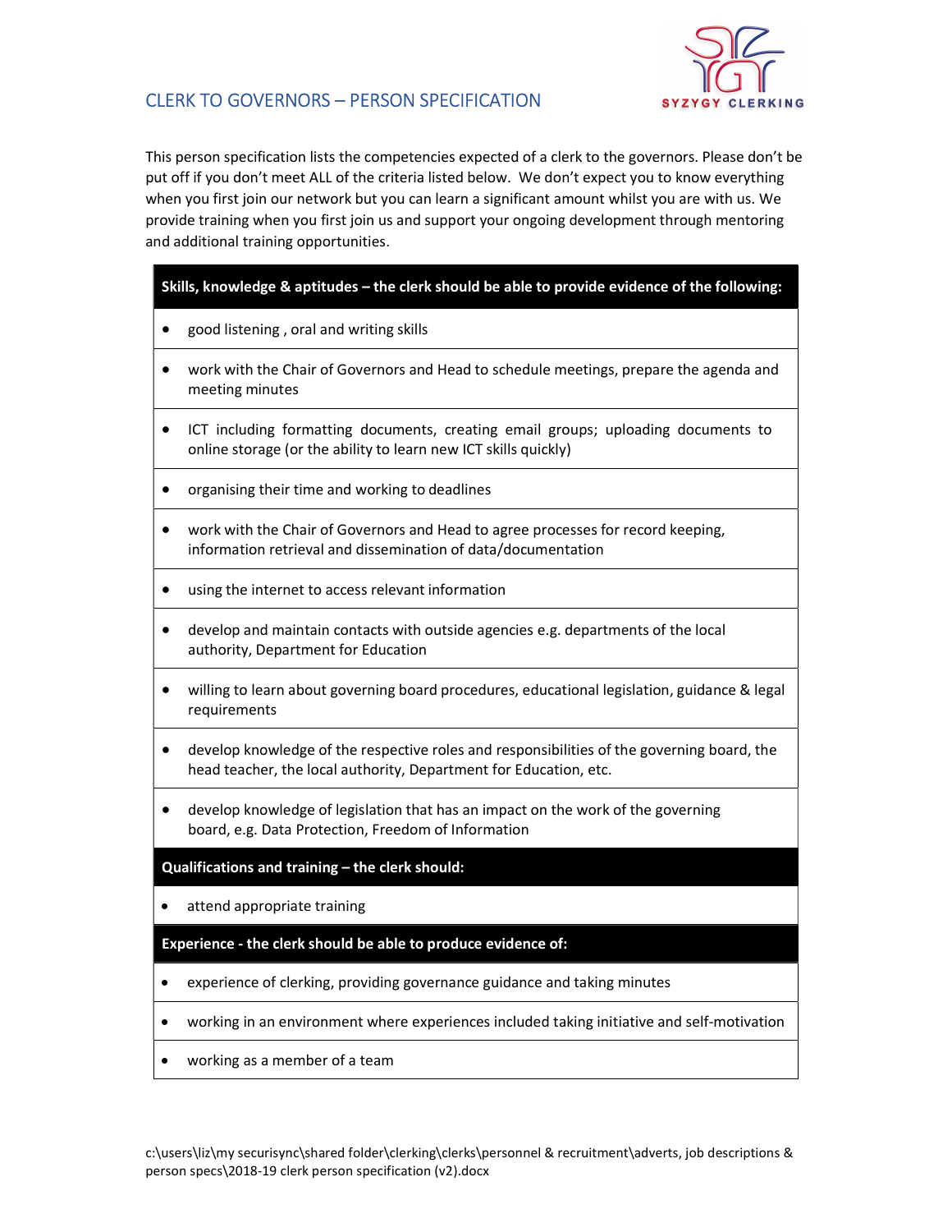# CLERK TO GOVERNORS – PERSON SPECIFICATION

This person specification lists the competencies expected of a clerk to the governors. Please don't be put off if you don't meet ALL of the criteria listed below. We don't expect you to know everything when you first join our network but you can learn a significant amount whilst you are with us. We provide training when you first join us and support your ongoing development through mentoring and additional training opportunities.

| **Skills, knowledge & aptitudes – the clerk should be able to provide evidence of the following:** |
|---|
| • good listening , oral and writing skills |
| • work with the Chair of Governors and Head to schedule meetings, prepare the agenda and meeting minutes |
| • ICT including formatting documents, creating email groups; uploading documents to online storage (or the ability to learn new ICT skills quickly) |
| • organising their time and working to deadlines |
| • work with the Chair of Governors and Head to agree processes for record keeping, information retrieval and dissemination of data/documentation |
| • using the internet to access relevant information |
| • develop and maintain contacts with outside agencies e.g. departments of the local authority, Department for Education |
| • willing to learn about governing board procedures, educational legislation, guidance & legal requirements |
| • develop knowledge of the respective roles and responsibilities of the governing board, the head teacher, the local authority, Department for Education, etc. |
| • develop knowledge of legislation that has an impact on the work of the governing board, e.g. Data Protection, Freedom of Information |
| **Qualifications and training – the clerk should:** |
| • attend appropriate training |
| **Experience - the clerk should be able to produce evidence of:** |
| • experience of clerking, providing governance guidance and taking minutes |
| • working in an environment where experiences included taking initiative and self-motivation |
| • working as a member of a team |

c:\users\liz\my securisync\shared folder\clerking\clerks\personnel & recruitment\adverts, job descriptions & person specs\2018-19 clerk person specification (v2).docx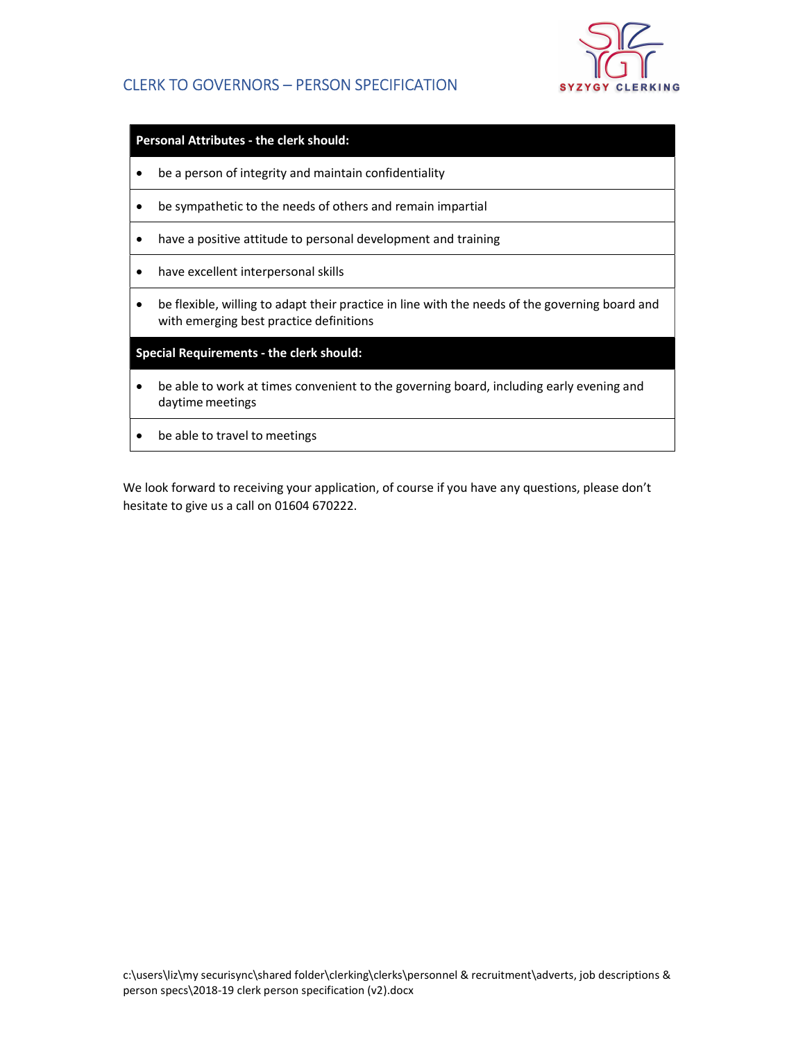## CLERK TO GOVERNORS – PERSON SPECIFICATION

| Personal Attributes - the clerk should: |
| --- |
| • be a person of integrity and maintain confidentiality |
| • be sympathetic to the needs of others and remain impartial |
| • have a positive attitude to personal development and training |
| • have excellent interpersonal skills |
| • be flexible, willing to adapt their practice in line with the needs of the governing board and with emerging best practice definitions |
| **Special Requirements - the clerk should:** |
| • be able to work at times convenient to the governing board, including early evening and daytime meetings |
| • be able to travel to meetings |

We look forward to receiving your application, of course if you have any questions, please don't hesitate to give us a call on 01604 670222.

c:\users\liz\my securisync\shared folder\clerking\clerks\personnel & recruitment\adverts, job descriptions & person specs\2018-19 clerk person specification (v2).docx